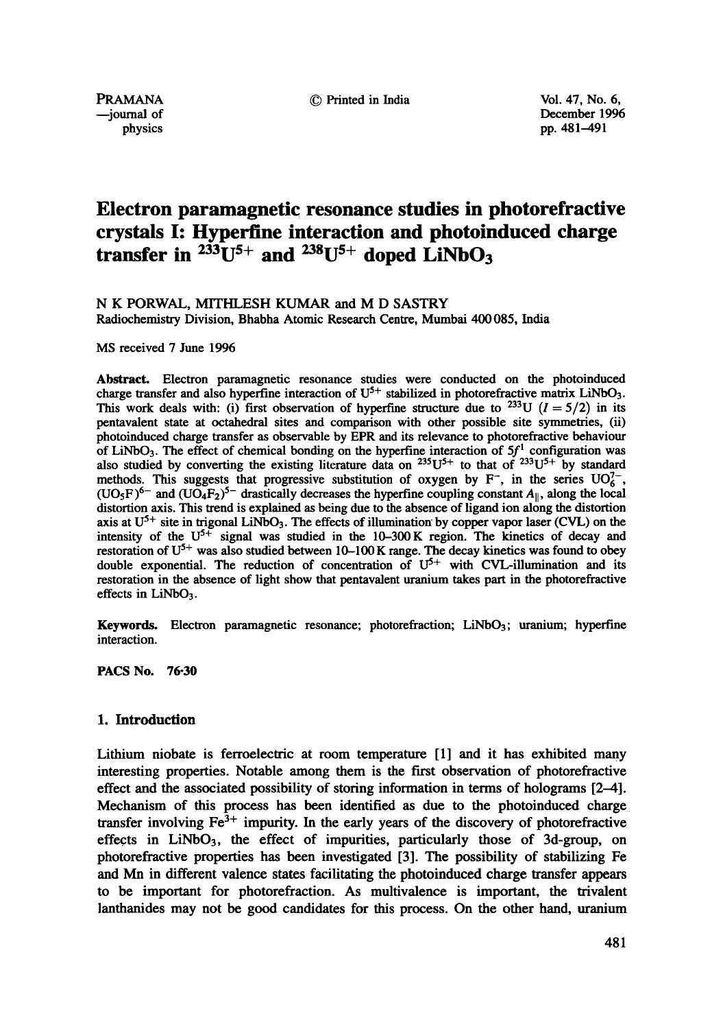# Electron paramagnetic resonance studies in photorefractive crystals I: Hyperfine interaction and photoinduced charge transfer in $^{233}U^{5+}$ and $^{238}U^{5+}$ doped $LiNbO_3$

N K PORWAL, MITHLESH KUMAR and M D SASTRY

Radiochemistry Division, Bhabha Atomic Research Centre, Mumbai 400 085, India

MS received 7 June 1996

**Abstract.** Electron paramagnetic resonance studies were conducted on the photoinduced charge transfer and also hyperfine interaction of $U^{5+}$ stabilized in photorefractive matrix $LiNbO_3$. This work deals with: (i) first observation of hyperfine structure due to $^{233}U$ ($I = 5/2$) in its pentavalent state at octahedral sites and comparison with other possible site symmetries, (ii) photoinduced charge transfer as observable by EPR and its relevance to photorefractive behaviour of $LiNbO_3$. The effect of chemical bonding on the hyperfine interaction of $5f^1$ configuration was also studied by converting the existing literature data on $^{235}U^{5+}$ to that of $^{233}U^{5+}$ by standard methods. This suggests that progressive substitution of oxygen by $F^-$, in the series $UO_6^{7-}$, $(UO_5F)^{6-}$ and $(UO_4F_2)^{5-}$ drastically decreases the hyperfine coupling constant $A_\parallel$, along the local distortion axis. This trend is explained as being due to the absence of ligand ion along the distortion axis at $U^{5+}$ site in trigonal $LiNbO_3$. The effects of illumination by copper vapor laser (CVL) on the intensity of the $U^{5+}$ signal was studied in the 10–300 K region. The kinetics of decay and restoration of $U^{5+}$ was also studied between 10–100 K range. The decay kinetics was found to obey double exponential. The reduction of concentration of $U^{5+}$ with CVL-illumination and its restoration in the absence of light show that pentavalent uranium takes part in the photorefractive effects in $LiNbO_3$.

**Keywords.** Electron paramagnetic resonance; photorefraction; $LiNbO_3$; uranium; hyperfine interaction.

**PACS No.** 76·30

## 1. Introduction

Lithium niobate is ferroelectric at room temperature [1] and it has exhibited many interesting properties. Notable among them is the first observation of photorefractive effect and the associated possibility of storing information in terms of holograms [2–4]. Mechanism of this process has been identified as due to the photoinduced charge transfer involving $Fe^{3+}$ impurity. In the early years of the discovery of photorefractive effects in $LiNbO_3$, the effect of impurities, particularly those of 3d-group, on photorefractive properties has been investigated [3]. The possibility of stabilizing Fe and Mn in different valence states facilitating the photoinduced charge transfer appears to be important for photorefraction. As multivalence is important, the trivalent lanthanides may not be good candidates for this process. On the other hand, uranium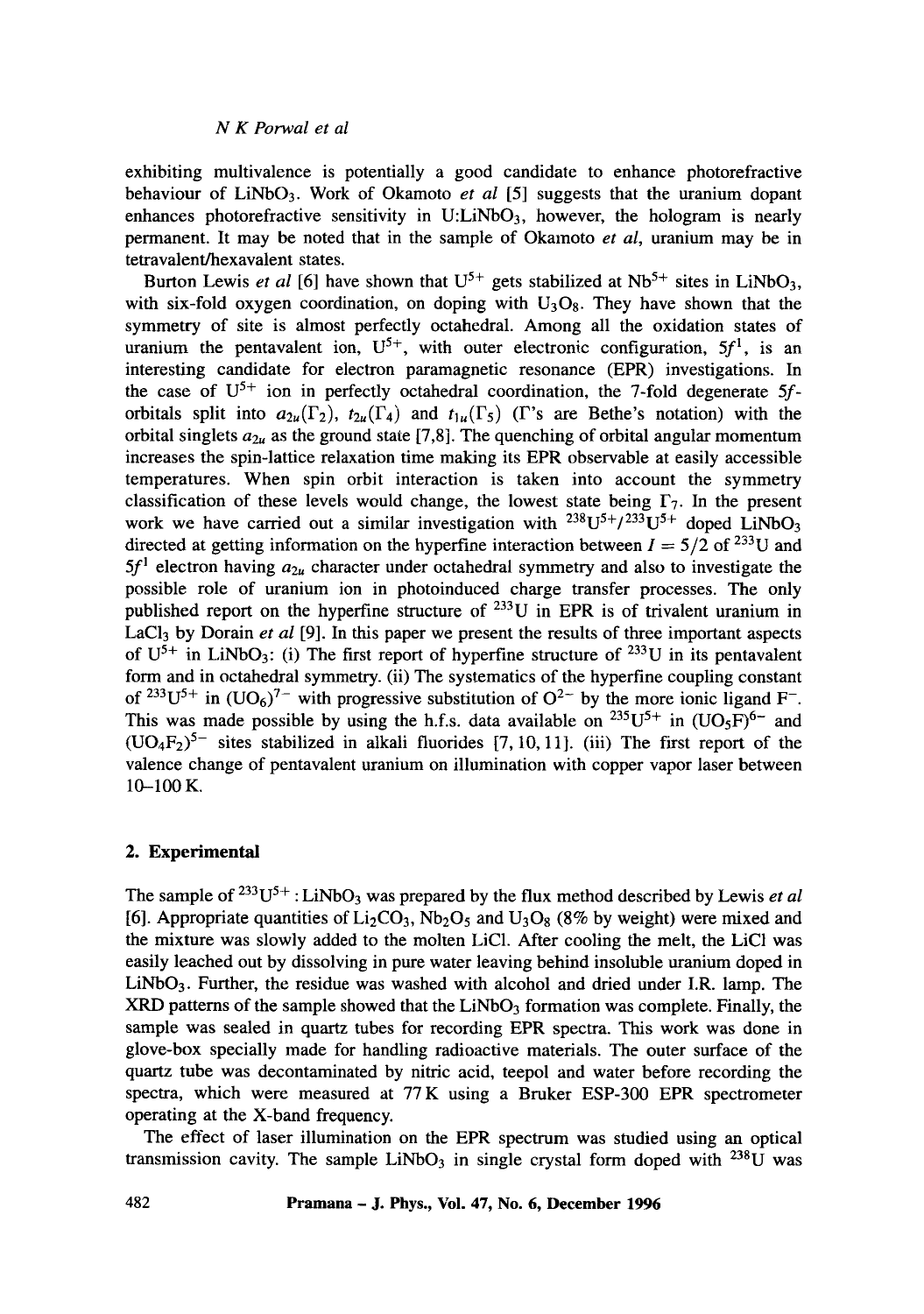exhibiting multivalence is potentially a good candidate to enhance photorefractive behaviour of $LiNbO_3$. Work of Okamoto *et al* [5] suggests that the uranium dopant enhances photorefractive sensitivity in U:$LiNbO_3$, however, the hologram is nearly permanent. It may be noted that in the sample of Okamoto *et al*, uranium may be in tetravalent/hexavalent states.

Burton Lewis *et al* [6] have shown that $U^{5+}$ gets stabilized at $Nb^{5+}$ sites in $LiNbO_3$, with six-fold oxygen coordination, on doping with $U_3O_8$. They have shown that the symmetry of site is almost perfectly octahedral. Among all the oxidation states of uranium the pentavalent ion, $U^{5+}$, with outer electronic configuration, $5f^1$, is an interesting candidate for electron paramagnetic resonance (EPR) investigations. In the case of $U^{5+}$ ion in perfectly octahedral coordination, the 7-fold degenerate $5f$-orbitals split into $a_{2u}(\Gamma_2)$, $t_{2u}(\Gamma_4)$ and $t_{1u}(\Gamma_5)$ ($\Gamma$'s are Bethe's notation) with the orbital singlets $a_{2u}$ as the ground state [7,8]. The quenching of orbital angular momentum increases the spin-lattice relaxation time making its EPR observable at easily accessible temperatures. When spin orbit interaction is taken into account the symmetry classification of these levels would change, the lowest state being $\Gamma_7$. In the present work we have carried out a similar investigation with $^{238}U^{5+}/^{233}U^{5+}$ doped $LiNbO_3$ directed at getting information on the hyperfine interaction between $I = 5/2$ of $^{233}U$ and $5f^1$ electron having $a_{2u}$ character under octahedral symmetry and also to investigate the possible role of uranium ion in photoinduced charge transfer processes. The only published report on the hyperfine structure of $^{233}U$ in EPR is of trivalent uranium in $LaCl_3$ by Dorain *et al* [9]. In this paper we present the results of three important aspects of $U^{5+}$ in $LiNbO_3$: (i) The first report of hyperfine structure of $^{233}U$ in its pentavalent form and in octahedral symmetry. (ii) The systematics of the hyperfine coupling constant of $^{233}U^{5+}$ in $(UO_6)^{7-}$ with progressive substitution of $O^{2-}$ by the more ionic ligand $F^-$. This was made possible by using the h.f.s. data available on $^{235}U^{5+}$ in $(UO_5F)^{6-}$ and $(UO_4F_2)^{5-}$ sites stabilized in alkali fluorides [7, 10, 11]. (iii) The first report of the valence change of pentavalent uranium on illumination with copper vapor laser between 10–100 K.

## 2. Experimental

The sample of $^{233}U^{5+}$ : $LiNbO_3$ was prepared by the flux method described by Lewis *et al* [6]. Appropriate quantities of $Li_2CO_3$, $Nb_2O_5$ and $U_3O_8$ (8% by weight) were mixed and the mixture was slowly added to the molten LiCl. After cooling the melt, the LiCl was easily leached out by dissolving in pure water leaving behind insoluble uranium doped in $LiNbO_3$. Further, the residue was washed with alcohol and dried under I.R. lamp. The XRD patterns of the sample showed that the $LiNbO_3$ formation was complete. Finally, the sample was sealed in quartz tubes for recording EPR spectra. This work was done in glove-box specially made for handling radioactive materials. The outer surface of the quartz tube was decontaminated by nitric acid, teepol and water before recording the spectra, which were measured at 77 K using a Bruker ESP-300 EPR spectrometer operating at the X-band frequency.

The effect of laser illumination on the EPR spectrum was studied using an optical transmission cavity. The sample $LiNbO_3$ in single crystal form doped with $^{238}U$ was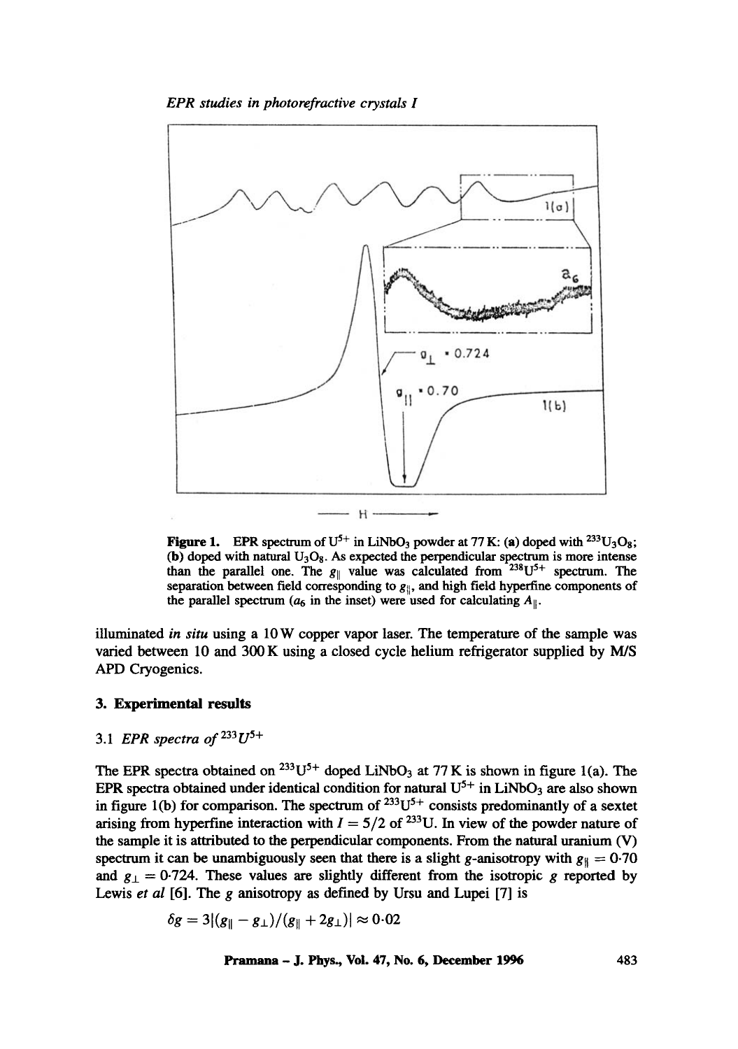Figure 1. EPR spectrum of $U^{5+}$ in $LiNbO_3$ powder at 77 K: (a) doped with $^{233}U_3O_8$; (b) doped with natural $U_3O_8$. As expected the perpendicular spectrum is more intense than the parallel one. The $g_{\parallel}$ value was calculated from $^{238}U^{5+}$ spectrum. The separation between field corresponding to $g_{\parallel}$, and high field hyperfine components of the parallel spectrum ($a_6$ in the inset) were used for calculating $A_{\parallel}$.

illuminated *in situ* using a 10 W copper vapor laser. The temperature of the sample was varied between 10 and 300 K using a closed cycle helium refrigerator supplied by M/S APD Cryogenics.

## 3. Experimental results

### 3.1 EPR spectra of $^{233}U^{5+}$

The EPR spectra obtained on $^{233}U^{5+}$ doped $LiNbO_3$ at 77 K is shown in figure 1(a). The EPR spectra obtained under identical condition for natural $U^{5+}$ in $LiNbO_3$ are also shown in figure 1(b) for comparison. The spectrum of $^{233}U^{5+}$ consists predominantly of a sextet arising from hyperfine interaction with $I = 5/2$ of $^{233}U$. In view of the powder nature of the sample it is attributed to the perpendicular components. From the natural uranium (V) spectrum it can be unambiguously seen that there is a slight $g$-anisotropy with $g_{\parallel} = 0{\cdot}70$ and $g_{\perp} = 0{\cdot}724$. These values are slightly different from the isotropic $g$ reported by Lewis *et al* [6]. The $g$ anisotropy as defined by Ursu and Lupei [7] is

$$\delta g = 3|(g_{\parallel} - g_{\perp})/(g_{\parallel} + 2g_{\perp})| \approx 0{\cdot}02$$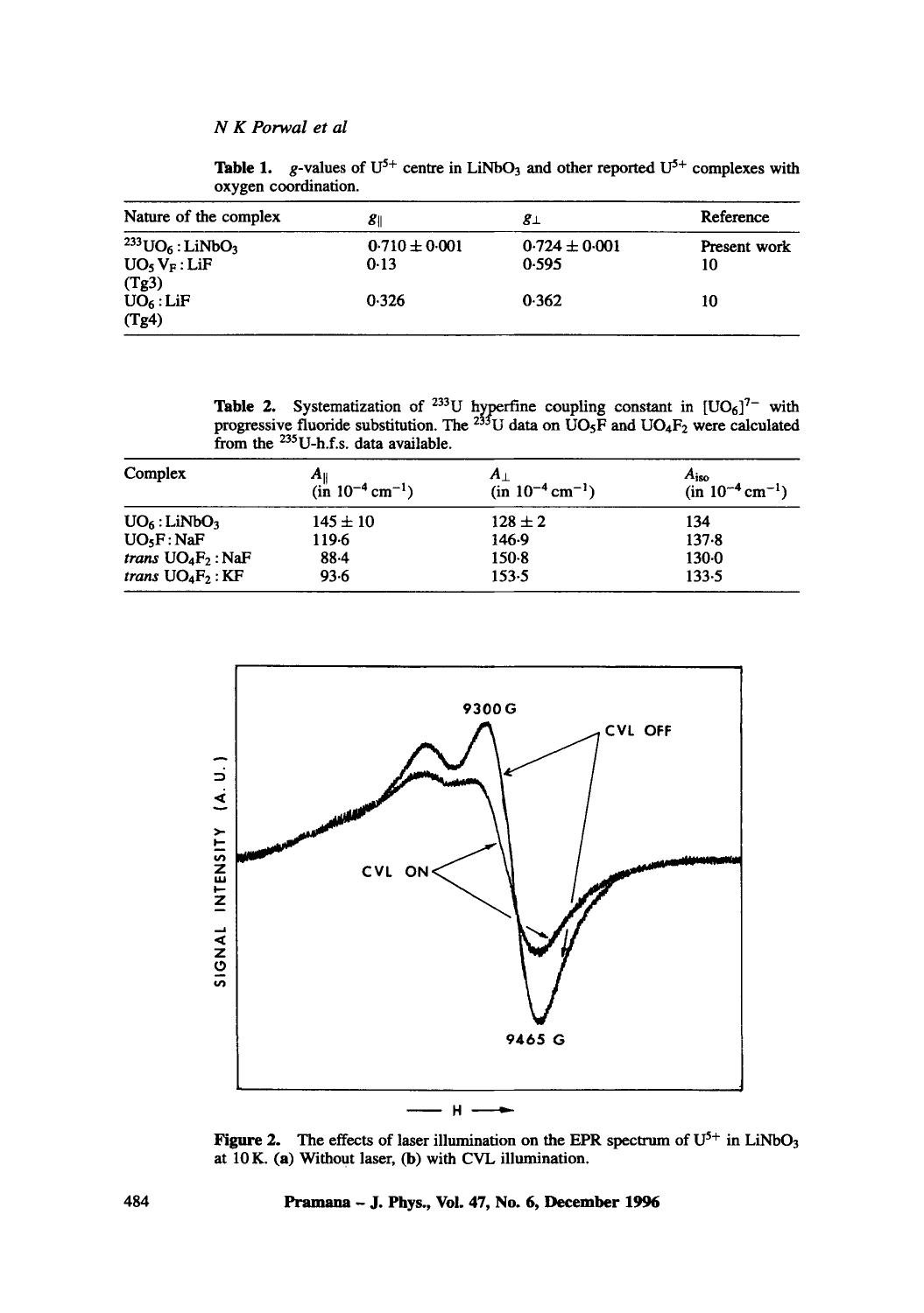**Table 1.** $g$-values of $U^{5+}$ centre in $LiNbO_3$ and other reported $U^{5+}$ complexes with oxygen coordination.

| Nature of the complex | $g_{\parallel}$ | $g_{\perp}$ | Reference |
|---|---|---|---|
| $^{233}UO_6 : LiNbO_3$ | $0.710 \pm 0.001$ | $0.724 \pm 0.001$ | Present work |
| $UO_5V_F : LiF$ (Tg3) | 0.13 | 0.595 | 10 |
| $UO_6 : LiF$ (Tg4) | 0.326 | 0.362 | 10 |

**Table 2.** Systematization of $^{233}U$ hyperfine coupling constant in $[UO_6]^{7-}$ with progressive fluoride substitution. The $^{233}U$ data on $UO_5F$ and $UO_4F_2$ were calculated from the $^{235}U$-h.f.s. data available.

| Complex | $A_{\parallel}$ (in $10^{-4}\,cm^{-1}$) | $A_{\perp}$ (in $10^{-4}\,cm^{-1}$) | $A_{iso}$ (in $10^{-4}\,cm^{-1}$) |
|---|---|---|---|
| $UO_6 : LiNbO_3$ | $145 \pm 10$ | $128 \pm 2$ | 134 |
| $UO_5F : NaF$ | 119.6 | 146.9 | 137.8 |
| *trans* $UO_4F_2 : NaF$ | 88.4 | 150.8 | 130.0 |
| *trans* $UO_4F_2 : KF$ | 93.6 | 153.5 | 133.5 |

**Figure 2.** The effects of laser illumination on the EPR spectrum of $U^{5+}$ in $LiNbO_3$ at 10 K. (a) Without laser, (b) with CVL illumination.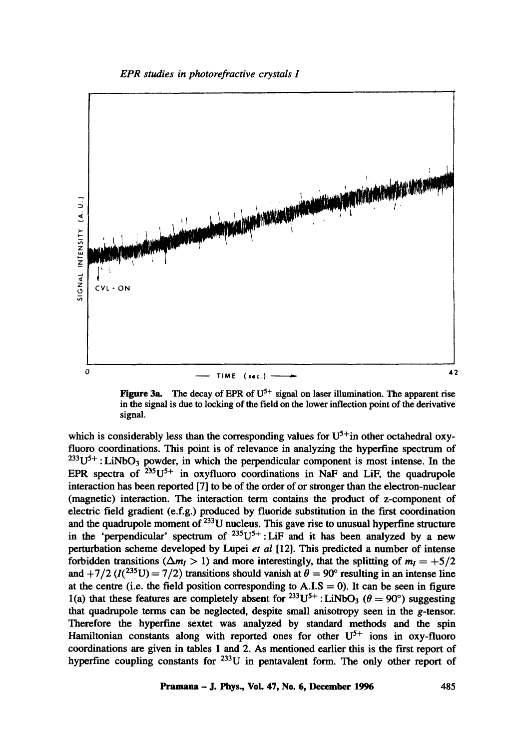Figure 3a. The decay of EPR of $U^{5+}$ signal on laser illumination. The apparent rise in the signal is due to locking of the field on the lower inflection point of the derivative signal.

which is considerably less than the corresponding values for $U^{5+}$in other octahedral oxy-fluoro coordinations. This point is of relevance in analyzing the hyperfine spectrum of $^{233}U^{5+}:LiNbO_3$ powder, in which the perpendicular component is most intense. In the EPR spectra of $^{235}U^{5+}$ in oxyfluoro coordinations in NaF and LiF, the quadrupole interaction has been reported [7] to be of the order of or stronger than the electron-nuclear (magnetic) interaction. The interaction term contains the product of z-component of electric field gradient (e.f.g.) produced by fluoride substitution in the first coordination and the quadrupole moment of $^{233}U$ nucleus. This gave rise to unusual hyperfine structure in the 'perpendicular' spectrum of $^{235}U^{5+}:LiF$ and it has been analyzed by a new perturbation scheme developed by Lupei *et al* [12]. This predicted a number of intense forbidden transitions ($\Delta m_I > 1$) and more interestingly, that the splitting of $m_I = +5/2$ and $+7/2$ ($I(^{235}U) = 7/2$) transitions should vanish at $\theta = 90°$ resulting in an intense line at the centre (i.e. the field position corresponding to A.I.S = 0). It can be seen in figure 1(a) that these features are completely absent for $^{233}U^{5+}:LiNbO_3$ ($\theta = 90°$) suggesting that quadrupole terms can be neglected, despite small anisotropy seen in the g-tensor. Therefore the hyperfine sextet was analyzed by standard methods and the spin Hamiltonian constants along with reported ones for other $U^{5+}$ ions in oxy-fluoro coordinations are given in tables 1 and 2. As mentioned earlier this is the first report of hyperfine coupling constants for $^{233}U$ in pentavalent form. The only other report of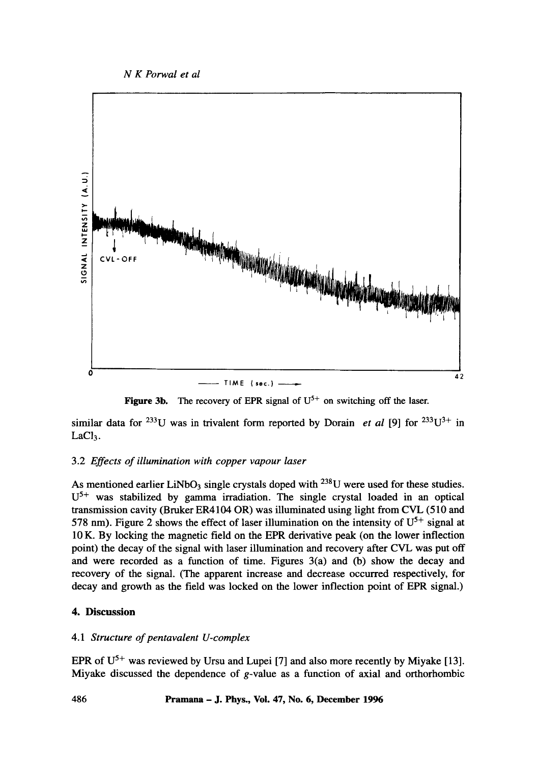**Figure 3b.** The recovery of EPR signal of $U^{5+}$ on switching off the laser.

similar data for $^{233}U$ was in trivalent form reported by Dorain *et al* [9] for $^{233}U^{3+}$ in $LaCl_3$.

### 3.2 *Effects of illumination with copper vapour laser*

As mentioned earlier $LiNbO_3$ single crystals doped with $^{238}U$ were used for these studies. $U^{5+}$ was stabilized by gamma irradiation. The single crystal loaded in an optical transmission cavity (Bruker ER4104 OR) was illuminated using light from CVL (510 and 578 nm). Figure 2 shows the effect of laser illumination on the intensity of $U^{5+}$ signal at 10 K. By locking the magnetic field on the EPR derivative peak (on the lower inflection point) the decay of the signal with laser illumination and recovery after CVL was put off and were recorded as a function of time. Figures 3(a) and (b) show the decay and recovery of the signal. (The apparent increase and decrease occurred respectively, for decay and growth as the field was locked on the lower inflection point of EPR signal.)

## 4. Discussion

### 4.1 *Structure of pentavalent U-complex*

EPR of $U^{5+}$ was reviewed by Ursu and Lupei [7] and also more recently by Miyake [13]. Miyake discussed the dependence of $g$-value as a function of axial and orthorhombic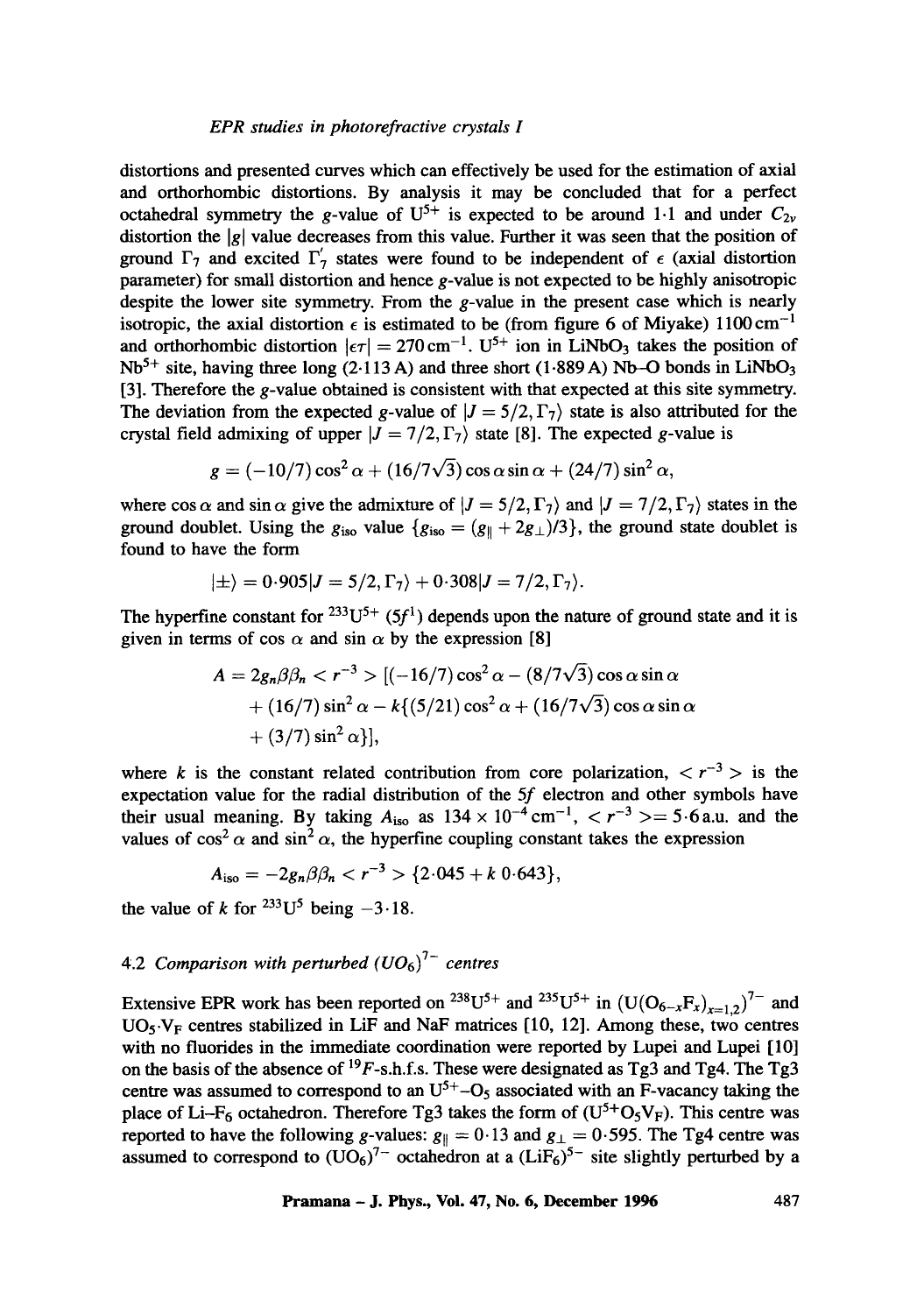distortions and presented curves which can effectively be used for the estimation of axial and orthorhombic distortions. By analysis it may be concluded that for a perfect octahedral symmetry the $g$-value of $U^{5+}$ is expected to be around 1·1 and under $C_{2v}$ distortion the $|g|$ value decreases from this value. Further it was seen that the position of ground $\Gamma_7$ and excited $\Gamma_7'$ states were found to be independent of $\epsilon$ (axial distortion parameter) for small distortion and hence $g$-value is not expected to be highly anisotropic despite the lower site symmetry. From the $g$-value in the present case which is nearly isotropic, the axial distortion $\epsilon$ is estimated to be (from figure 6 of Miyake) $1100\,\text{cm}^{-1}$ and orthorhombic distortion $|\epsilon\tau| = 270\,\text{cm}^{-1}$. $U^{5+}$ ion in $LiNbO_3$ takes the position of $Nb^{5+}$ site, having three long (2·113 A) and three short (1·889 A) Nb–O bonds in $LiNbO_3$ [3]. Therefore the $g$-value obtained is consistent with that expected at this site symmetry. The deviation from the expected $g$-value of $|J = 5/2, \Gamma_7\rangle$ state is also attributed for the crystal field admixing of upper $|J = 7/2, \Gamma_7\rangle$ state [8]. The expected $g$-value is

$$g = (-10/7)\cos^2\alpha + (16/7\sqrt{3})\cos\alpha\sin\alpha + (24/7)\sin^2\alpha,$$

where $\cos\alpha$ and $\sin\alpha$ give the admixture of $|J = 5/2, \Gamma_7\rangle$ and $|J = 7/2, \Gamma_7\rangle$ states in the ground doublet. Using the $g_{\text{iso}}$ value $\{g_{\text{iso}} = (g_{\parallel} + 2g_{\perp})/3\}$, the ground state doublet is found to have the form

$$|\pm\rangle = 0{\cdot}905|J = 5/2, \Gamma_7\rangle + 0{\cdot}308|J = 7/2, \Gamma_7\rangle.$$

The hyperfine constant for $^{233}U^{5+}$ ($5f^1$) depends upon the nature of ground state and it is given in terms of cos $\alpha$ and sin $\alpha$ by the expression [8]

$$\begin{aligned} A = 2g_n\beta\beta_n < r^{-3} > [&(-16/7)\cos^2\alpha - (8/7\sqrt{3})\cos\alpha\sin\alpha \\ &+ (16/7)\sin^2\alpha - k\{(5/21)\cos^2\alpha + (16/7\sqrt{3})\cos\alpha\sin\alpha \\ &+ (3/7)\sin^2\alpha\}], \end{aligned}$$

where $k$ is the constant related contribution from core polarization, $< r^{-3} >$ is the expectation value for the radial distribution of the $5f$ electron and other symbols have their usual meaning. By taking $A_{\text{iso}}$ as $134 \times 10^{-4}\,\text{cm}^{-1}$, $< r^{-3} > = 5{\cdot}6$ a.u. and the values of $\cos^2\alpha$ and $\sin^2\alpha$, the hyperfine coupling constant takes the expression

$$A_{\text{iso}} = -2g_n\beta\beta_n < r^{-3} > \{2{\cdot}045 + k\,0{\cdot}643\},$$

the value of $k$ for $^{233}U^5$ being $-3{\cdot}18$.

### 4.2 *Comparison with perturbed* $(UO_6)^{7-}$ *centres*

Extensive EPR work has been reported on $^{238}U^{5+}$ and $^{235}U^{5+}$ in $(U(O_{6-x}F_x)_{x=1,2})^{7-}$ and $UO_5{\cdot}V_F$ centres stabilized in LiF and NaF matrices [10, 12]. Among these, two centres with no fluorides in the immediate coordination were reported by Lupei and Lupei [10] on the basis of the absence of $^{19}F$-s.h.f.s. These were designated as Tg3 and Tg4. The Tg3 centre was assumed to correspond to an $U^{5+}$–$O_5$ associated with an F-vacancy taking the place of Li–$F_6$ octahedron. Therefore Tg3 takes the form of $(U^{5+}O_5V_F)$. This centre was reported to have the following $g$-values: $g_{\parallel} = 0{\cdot}13$ and $g_{\perp} = 0{\cdot}595$. The Tg4 centre was assumed to correspond to $(UO_6)^{7-}$ octahedron at a $(LiF_6)^{5-}$ site slightly perturbed by a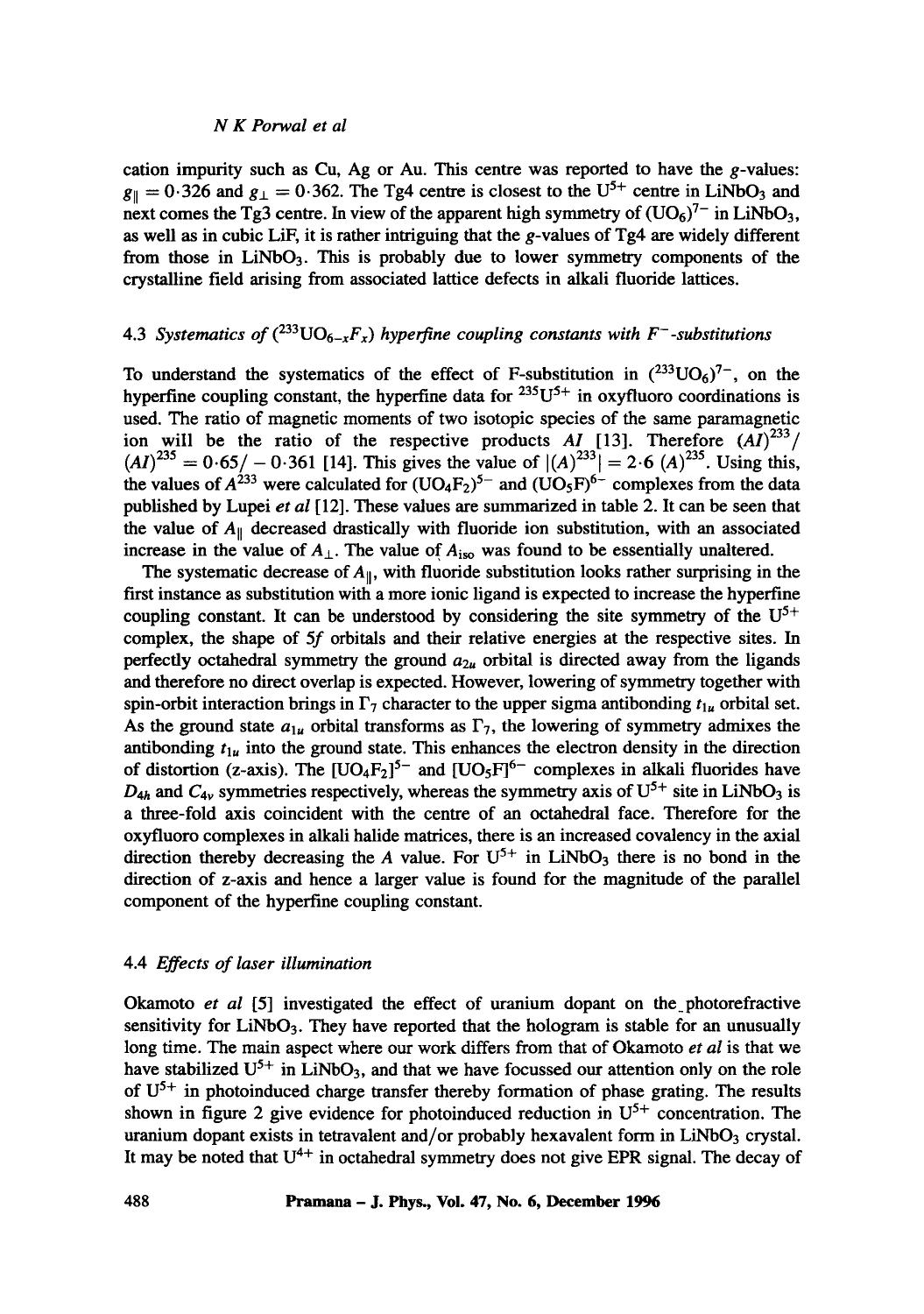cation impurity such as Cu, Ag or Au. This centre was reported to have the $g$-values: $g_{\parallel} = 0{\cdot}326$ and $g_{\perp} = 0{\cdot}362$. The Tg4 centre is closest to the $U^{5+}$ centre in $LiNbO_3$ and next comes the Tg3 centre. In view of the apparent high symmetry of $(UO_6)^{7-}$ in $LiNbO_3$, as well as in cubic LiF, it is rather intriguing that the $g$-values of Tg4 are widely different from those in $LiNbO_3$. This is probably due to lower symmetry components of the crystalline field arising from associated lattice defects in alkali fluoride lattices.

### 4.3 *Systematics of* $(^{233}UO_{6-x}F_x)$ *hyperfine coupling constants with* $F^-$*-substitutions*

To understand the systematics of the effect of F-substitution in $(^{233}UO_6)^{7-}$, on the hyperfine coupling constant, the hyperfine data for $^{235}U^{5+}$ in oxyfluoro coordinations is used. The ratio of magnetic moments of two isotopic species of the same paramagnetic ion will be the ratio of the respective products $AI$ [13]. Therefore $(AI)^{233}/(AI)^{235} = 0{\cdot}65/-0{\cdot}361$ [14]. This gives the value of $|(A)^{233}| = 2{\cdot}6\ (A)^{235}$. Using this, the values of $A^{233}$ were calculated for $(UO_4F_2)^{5-}$ and $(UO_5F)^{6-}$ complexes from the data published by Lupei *et al* [12]. These values are summarized in table 2. It can be seen that the value of $A_{\parallel}$ decreased drastically with fluoride ion substitution, with an associated increase in the value of $A_{\perp}$. The value of $A_{iso}$ was found to be essentially unaltered.

The systematic decrease of $A_{\parallel}$, with fluoride substitution looks rather surprising in the first instance as substitution with a more ionic ligand is expected to increase the hyperfine coupling constant. It can be understood by considering the site symmetry of the $U^{5+}$ complex, the shape of $5f$ orbitals and their relative energies at the respective sites. In perfectly octahedral symmetry the ground $a_{2u}$ orbital is directed away from the ligands and therefore no direct overlap is expected. However, lowering of symmetry together with spin-orbit interaction brings in $\Gamma_7$ character to the upper sigma antibonding $t_{1u}$ orbital set. As the ground state $a_{1u}$ orbital transforms as $\Gamma_7$, the lowering of symmetry admixes the antibonding $t_{1u}$ into the ground state. This enhances the electron density in the direction of distortion (z-axis). The $[UO_4F_2]^{5-}$ and $[UO_5F]^{6-}$ complexes in alkali fluorides have $D_{4h}$ and $C_{4v}$ symmetries respectively, whereas the symmetry axis of $U^{5+}$ site in $LiNbO_3$ is a three-fold axis coincident with the centre of an octahedral face. Therefore for the oxyfluoro complexes in alkali halide matrices, there is an increased covalency in the axial direction thereby decreasing the $A$ value. For $U^{5+}$ in $LiNbO_3$ there is no bond in the direction of z-axis and hence a larger value is found for the magnitude of the parallel component of the hyperfine coupling constant.

### 4.4 *Effects of laser illumination*

Okamoto *et al* [5] investigated the effect of uranium dopant on the photorefractive sensitivity for $LiNbO_3$. They have reported that the hologram is stable for an unusually long time. The main aspect where our work differs from that of Okamoto *et al* is that we have stabilized $U^{5+}$ in $LiNbO_3$, and that we have focussed our attention only on the role of $U^{5+}$ in photoinduced charge transfer thereby formation of phase grating. The results shown in figure 2 give evidence for photoinduced reduction in $U^{5+}$ concentration. The uranium dopant exists in tetravalent and/or probably hexavalent form in $LiNbO_3$ crystal. It may be noted that $U^{4+}$ in octahedral symmetry does not give EPR signal. The decay of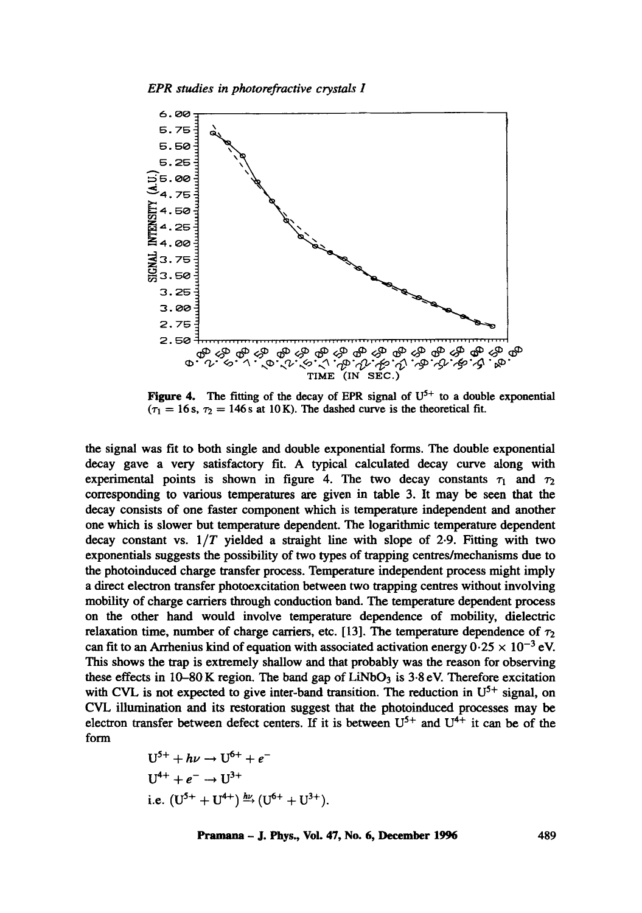**Figure 4.** The fitting of the decay of EPR signal of $U^{5+}$ to a double exponential ($\tau_1 = 16$ s, $\tau_2 = 146$ s at 10 K). The dashed curve is the theoretical fit.

the signal was fit to both single and double exponential forms. The double exponential decay gave a very satisfactory fit. A typical calculated decay curve along with experimental points is shown in figure 4. The two decay constants $\tau_1$ and $\tau_2$ corresponding to various temperatures are given in table 3. It may be seen that the decay consists of one faster component which is temperature independent and another one which is slower but temperature dependent. The logarithmic temperature dependent decay constant vs. $1/T$ yielded a straight line with slope of 2·9. Fitting with two exponentials suggests the possibility of two types of trapping centres/mechanisms due to the photoinduced charge transfer process. Temperature independent process might imply a direct electron transfer photoexcitation between two trapping centres without involving mobility of charge carriers through conduction band. The temperature dependent process on the other hand would involve temperature dependence of mobility, dielectric relaxation time, number of charge carriers, etc. [13]. The temperature dependence of $\tau_2$ can fit to an Arrhenius kind of equation with associated activation energy $0{\cdot}25 \times 10^{-3}$ eV. This shows the trap is extremely shallow and that probably was the reason for observing these effects in 10–80 K region. The band gap of $LiNbO_3$ is 3·8 eV. Therefore excitation with CVL is not expected to give inter-band transition. The reduction in $U^{5+}$ signal, on CVL illumination and its restoration suggest that the photoinduced processes may be electron transfer between defect centers. If it is between $U^{5+}$ and $U^{4+}$ it can be of the form

$$U^{5+} + h\nu \rightarrow U^{6+} + e^-$$

$$U^{4+} + e^- \rightarrow U^{3+}$$

$$\text{i.e. } (U^{5+} + U^{4+}) \xrightarrow{h\nu} (U^{6+} + U^{3+}).$$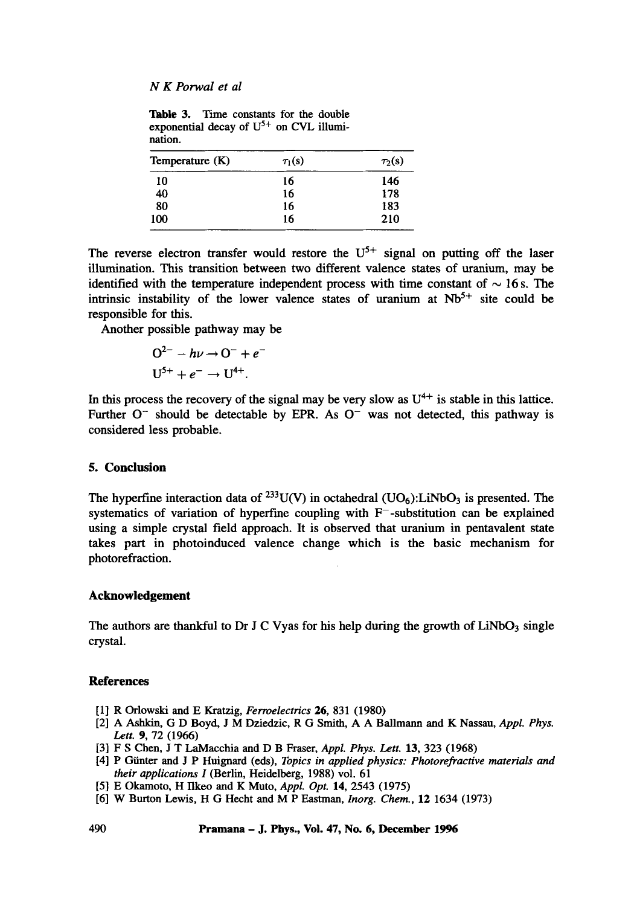**Table 3.** Time constants for the double exponential decay of $U^{5+}$ on CVL illumination.

| Temperature (K) | $\tau_1$(s) | $\tau_2$(s) |
|---|---|---|
| 10 | 16 | 146 |
| 40 | 16 | 178 |
| 80 | 16 | 183 |
| 100 | 16 | 210 |

The reverse electron transfer would restore the $U^{5+}$ signal on putting off the laser illumination. This transition between two different valence states of uranium, may be identified with the temperature independent process with time constant of $\sim 16$ s. The intrinsic instability of the lower valence states of uranium at $Nb^{5+}$ site could be responsible for this.

Another possible pathway may be

$$O^{2-} - h\nu \rightarrow O^{-} + e^{-}$$

$$U^{5+} + e^{-} \rightarrow U^{4+}.$$

In this process the recovery of the signal may be very slow as $U^{4+}$ is stable in this lattice. Further $O^{-}$ should be detectable by EPR. As $O^{-}$ was not detected, this pathway is considered less probable.

## 5. Conclusion

The hyperfine interaction data of $^{233}U(V)$ in octahedral $(UO_6)$:$LiNbO_3$ is presented. The systematics of variation of hyperfine coupling with $F^{-}$-substitution can be explained using a simple crystal field approach. It is observed that uranium in pentavalent state takes part in photoinduced valence change which is the basic mechanism for photorefraction.

## Acknowledgement

The authors are thankful to Dr J C Vyas for his help during the growth of $LiNbO_3$ single crystal.

## References

[1] R Orlowski and E Kratzig, *Ferroelectrics* **26**, 831 (1980)

[2] A Ashkin, G D Boyd, J M Dziedzic, R G Smith, A A Ballmann and K Nassau, *Appl. Phys. Lett.* **9**, 72 (1966)

[3] F S Chen, J T LaMacchia and D B Fraser, *Appl. Phys. Lett.* **13**, 323 (1968)

[4] P Günter and J P Huignard (eds), *Topics in applied physics: Photorefractive materials and their applications I* (Berlin, Heidelberg, 1988) vol. 61

[5] E Okamoto, H Ilkeo and K Muto, *Appl. Opt.* **14**, 2543 (1975)

[6] W Burton Lewis, H G Hecht and M P Eastman, *Inorg. Chem.*, **12** 1634 (1973)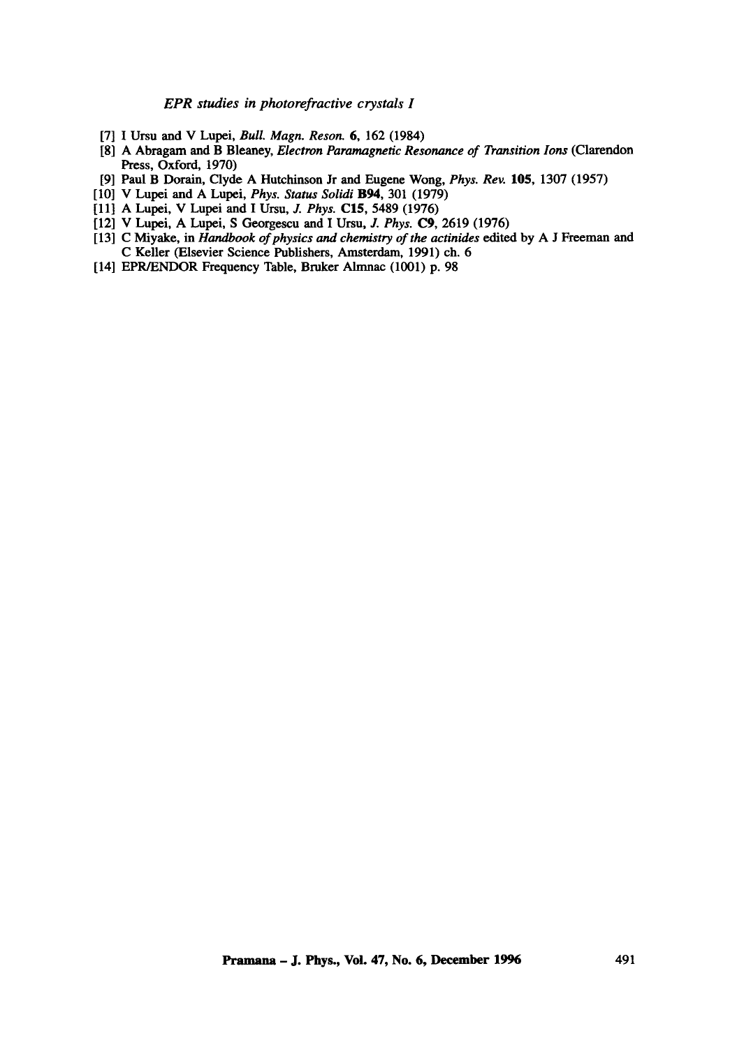[7] I Ursu and V Lupei, *Bull. Magn. Reson.* **6**, 162 (1984)

[8] A Abragam and B Bleaney, *Electron Paramagnetic Resonance of Transition Ions* (Clarendon Press, Oxford, 1970)

[9] Paul B Dorain, Clyde A Hutchinson Jr and Eugene Wong, *Phys. Rev.* **105**, 1307 (1957)

[10] V Lupei and A Lupei, *Phys. Status Solidi* **B94**, 301 (1979)

[11] A Lupei, V Lupei and I Ursu, *J. Phys.* **C15**, 5489 (1976)

[12] V Lupei, A Lupei, S Georgescu and I Ursu, *J. Phys.* **C9**, 2619 (1976)

[13] C Miyake, in *Handbook of physics and chemistry of the actinides* edited by A J Freeman and C Keller (Elsevier Science Publishers, Amsterdam, 1991) ch. 6

[14] EPR/ENDOR Frequency Table, Bruker Almnac (1001) p. 98